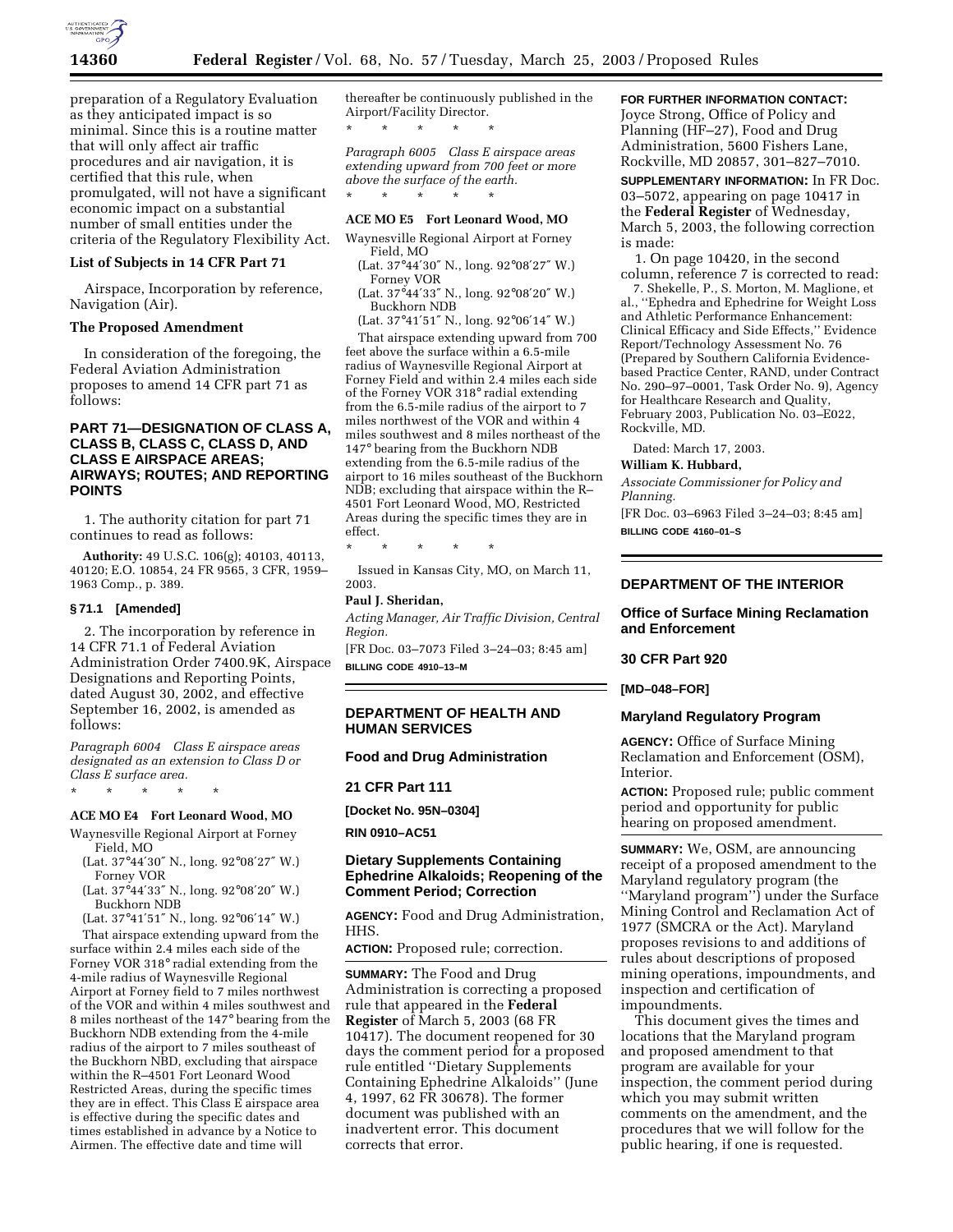preparation of a Regulatory Evaluation as they anticipated impact is so minimal. Since this is a routine matter that will only affect air traffic procedures and air navigation, it is certified that this rule, when promulgated, will not have a significant economic impact on a substantial number of small entities under the criteria of the Regulatory Flexibility Act.

### List of Subjects in 14 CFR Part 71

Airspace, Incorporation by reference, Navigation (Air).

### The Proposed Amendment

In consideration of the foregoing, the Federal Aviation Administration proposes to amend 14 CFR part 71 as follows:

## PART 71—DESIGNATION OF CLASS A, CLASS B, CLASS C, CLASS D, AND CLASS E AIRSPACE AREAS; AIRWAYS; ROUTES; AND REPORTING POINTS

1. The authority citation for part 71 continues to read as follows:

**Authority:** 49 U.S.C. 106(g); 40103, 40113, 40120; E.O. 10854, 24 FR 9565, 3 CFR, 1959–1963 Comp., p. 389.

### § 71.1 [Amended]

2. The incorporation by reference in 14 CFR 71.1 of Federal Aviation Administration Order 7400.9K, Airspace Designations and Reporting Points, dated August 30, 2002, and effective September 16, 2002, is amended as follows:

*Paragraph 6004 Class E airspace areas designated as an extension to Class D or Class E surface area.*

\* \* \* \* \*

**ACE MO E4 Fort Leonard Wood, MO**

Waynesville Regional Airport at Forney Field, MO
(Lat. 37°44′30″ N., long. 92°08′27″ W.)
Forney VOR
(Lat. 37°44′33″ N., long. 92°08′20″ W.)
Buckhorn NDB
(Lat. 37°41′51″ N., long. 92°06′14″ W.)

That airspace extending upward from the surface within 2.4 miles each side of the Forney VOR 318° radial extending from the 4-mile radius of Waynesville Regional Airport at Forney field to 7 miles northwest of the VOR and within 4 miles southwest and 8 miles northeast of the 147° bearing from the Buckhorn NDB extending from the 4-mile radius of the airport to 7 miles southeast of the Buckhorn NBD, excluding that airspace within the R–4501 Fort Leonard Wood Restricted Areas, during the specific times they are in effect. This Class E airspace area is effective during the specific dates and times established in advance by a Notice to Airmen. The effective date and time will thereafter be continuously published in the Airport/Facility Director.

\* \* \* \* \*

*Paragraph 6005 Class E airspace areas extending upward from 700 feet or more above the surface of the earth.*

\* \* \* \* \*

**ACE MO E5 Fort Leonard Wood, MO**

Waynesville Regional Airport at Forney Field, MO
(Lat. 37°44′30″ N., long. 92°08′27″ W.)
Forney VOR
(Lat. 37°44′33″ N., long. 92°08′20″ W.)
Buckhorn NDB
(Lat. 37°41′51″ N., long. 92°06′14″ W.)

That airspace extending upward from 700 feet above the surface within a 6.5-mile radius of Waynesville Regional Airport at Forney Field and within 2.4 miles each side of the Forney VOR 318° radial extending from the 6.5-mile radius of the airport to 7 miles northwest of the VOR and within 4 miles southwest and 8 miles northeast of the 147° bearing from the Buckhorn NDB extending from the 6.5-mile radius of the airport to 16 miles southeast of the Buckhorn NDB; excluding that airspace within the R–4501 Fort Leonard Wood, MO, Restricted Areas during the specific times they are in effect.

\* \* \* \* \*

Issued in Kansas City, MO, on March 11, 2003.

**Paul J. Sheridan,**

*Acting Manager, Air Traffic Division, Central Region.*

[FR Doc. 03–7073 Filed 3–24–03; 8:45 am]

**BILLING CODE 4910–13–M**

## DEPARTMENT OF HEALTH AND HUMAN SERVICES

### Food and Drug Administration

### 21 CFR Part 111

**[Docket No. 95N–0304]**

**RIN 0910–AC51**

### Dietary Supplements Containing Ephedrine Alkaloids; Reopening of the Comment Period; Correction

**AGENCY:** Food and Drug Administration, HHS.

**ACTION:** Proposed rule; correction.

**SUMMARY:** The Food and Drug Administration is correcting a proposed rule that appeared in the **Federal Register** of March 5, 2003 (68 FR 10417). The document reopened for 30 days the comment period for a proposed rule entitled ''Dietary Supplements Containing Ephedrine Alkaloids'' (June 4, 1997, 62 FR 30678). The former document was published with an inadvertent error. This document corrects that error.

**FOR FURTHER INFORMATION CONTACT:** Joyce Strong, Office of Policy and Planning (HF–27), Food and Drug Administration, 5600 Fishers Lane, Rockville, MD 20857, 301–827–7010.

**SUPPLEMENTARY INFORMATION:** In FR Doc. 03–5072, appearing on page 10417 in the **Federal Register** of Wednesday, March 5, 2003, the following correction is made:

1. On page 10420, in the second column, reference 7 is corrected to read:

7. Shekelle, P., S. Morton, M. Maglione, et al., ''Ephedra and Ephedrine for Weight Loss and Athletic Performance Enhancement: Clinical Efficacy and Side Effects,'' Evidence Report/Technology Assessment No. 76 (Prepared by Southern California Evidence-based Practice Center, RAND, under Contract No. 290–97–0001, Task Order No. 9), Agency for Healthcare Research and Quality, February 2003, Publication No. 03–E022, Rockville, MD.

Dated: March 17, 2003.

**William K. Hubbard,**

*Associate Commissioner for Policy and Planning.*

[FR Doc. 03–6963 Filed 3–24–03; 8:45 am]

**BILLING CODE 4160–01–S**

## DEPARTMENT OF THE INTERIOR

### Office of Surface Mining Reclamation and Enforcement

### 30 CFR Part 920

**[MD–048–FOR]**

### Maryland Regulatory Program

**AGENCY:** Office of Surface Mining Reclamation and Enforcement (OSM), Interior.

**ACTION:** Proposed rule; public comment period and opportunity for public hearing on proposed amendment.

**SUMMARY:** We, OSM, are announcing receipt of a proposed amendment to the Maryland regulatory program (the ''Maryland program'') under the Surface Mining Control and Reclamation Act of 1977 (SMCRA or the Act). Maryland proposes revisions to and additions of rules about descriptions of proposed mining operations, impoundments, and inspection and certification of impoundments.

This document gives the times and locations that the Maryland program and proposed amendment to that program are available for your inspection, the comment period during which you may submit written comments on the amendment, and the procedures that we will follow for the public hearing, if one is requested.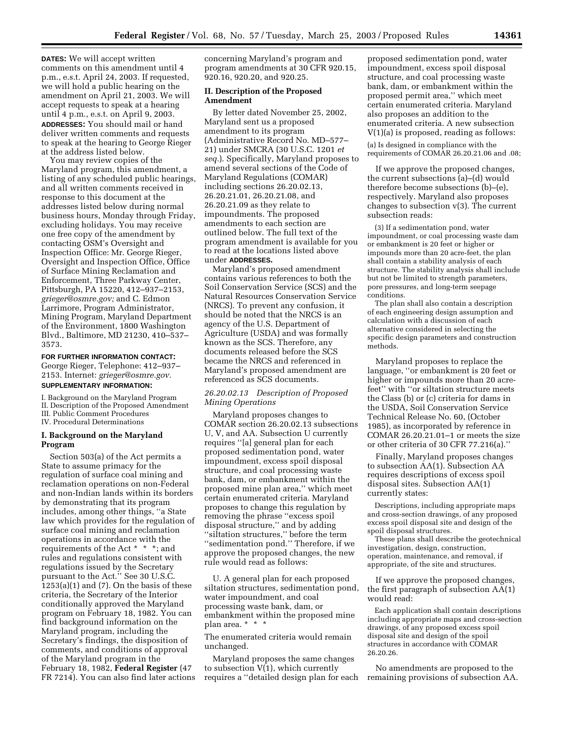**DATES:** We will accept written comments on this amendment until 4 p.m., e.s.t. April 24, 2003. If requested, we will hold a public hearing on the amendment on April 21, 2003. We will accept requests to speak at a hearing until 4 p.m., e.s.t. on April 9, 2003.

**ADDRESSES:** You should mail or hand deliver written comments and requests to speak at the hearing to George Rieger at the address listed below.

You may review copies of the Maryland program, this amendment, a listing of any scheduled public hearings, and all written comments received in response to this document at the addresses listed below during normal business hours, Monday through Friday, excluding holidays. You may receive one free copy of the amendment by contacting OSM's Oversight and Inspection Office: Mr. George Rieger, Oversight and Inspection Office, Office of Surface Mining Reclamation and Enforcement, Three Parkway Center, Pittsburgh, PA 15220, 412–937–2153, *grieger@osmre.gov;* and C. Edmon Larrimore, Program Administrator, Mining Program, Maryland Department of the Environment, 1800 Washington Blvd., Baltimore, MD 21230, 410–537–3573.

**FOR FURTHER INFORMATION CONTACT:** George Rieger, Telephone: 412–937–2153. Internet: *grieger@osmre.gov.*

**SUPPLEMENTARY INFORMATION:**

I. Background on the Maryland Program
II. Description of the Proposed Amendment
III. Public Comment Procedures
IV. Procedural Determinations

## I. Background on the Maryland Program

Section 503(a) of the Act permits a State to assume primacy for the regulation of surface coal mining and reclamation operations on non-Federal and non-Indian lands within its borders by demonstrating that its program includes, among other things, ''a State law which provides for the regulation of surface coal mining and reclamation operations in accordance with the requirements of the Act * * *; and rules and regulations consistent with regulations issued by the Secretary pursuant to the Act.'' See 30 U.S.C. 1253(a)(1) and (7). On the basis of these criteria, the Secretary of the Interior conditionally approved the Maryland program on February 18, 1982. You can find background information on the Maryland program, including the Secretary's findings, the disposition of comments, and conditions of approval of the Maryland program in the February 18, 1982, **Federal Register** (47 FR 7214). You can also find later actions concerning Maryland's program and program amendments at 30 CFR 920.15, 920.16, 920.20, and 920.25.

## II. Description of the Proposed Amendment

By letter dated November 25, 2002, Maryland sent us a proposed amendment to its program (Administrative Record No. MD–577–21) under SMCRA (30 U.S.C. 1201 *et seq.*). Specifically, Maryland proposes to amend several sections of the Code of Maryland Regulations (COMAR) including sections 26.20.02.13, 26.20.21.01, 26.20.21.08, and 26.20.21.09 as they relate to impoundments. The proposed amendments to each section are outlined below. The full text of the program amendment is available for you to read at the locations listed above under **ADDRESSES.**

Maryland's proposed amendment contains various references to both the Soil Conservation Service (SCS) and the Natural Resources Conservation Service (NRCS). To prevent any confusion, it should be noted that the NRCS is an agency of the U.S. Department of Agriculture (USDA) and was formally known as the SCS. Therefore, any documents released before the SCS became the NRCS and referenced in Maryland's proposed amendment are referenced as SCS documents.

### *26.20.02.13 Description of Proposed Mining Operations*

Maryland proposes changes to COMAR section 26.20.02.13 subsections U, V, and AA. Subsection U currently requires ''[a] general plan for each proposed sedimentation pond, water impoundment, excess spoil disposal structure, and coal processing waste bank, dam, or embankment within the proposed mine plan area,'' which meet certain enumerated criteria. Maryland proposes to change this regulation by removing the phrase ''excess spoil disposal structure,'' and by adding ''siltation structures,'' before the term ''sedimentation pond.'' Therefore, if we approve the proposed changes, the new rule would read as follows:

U. A general plan for each proposed siltation structures, sedimentation pond, water impoundment, and coal processing waste bank, dam, or embankment within the proposed mine plan area. * * *

The enumerated criteria would remain unchanged.

Maryland proposes the same changes to subsection V(1), which currently requires a ''detailed design plan for each proposed sedimentation pond, water impoundment, excess spoil disposal structure, and coal processing waste bank, dam, or embankment within the proposed permit area,'' which meet certain enumerated criteria. Maryland also proposes an addition to the enumerated criteria. A new subsection V(1)(a) is proposed, reading as follows:

(a) Is designed in compliance with the requirements of COMAR 26.20.21.06 and .08;

If we approve the proposed changes, the current subsections (a)–(d) would therefore become subsections (b)–(e), respectively. Maryland also proposes changes to subsection v(3). The current subsection reads:

(3) If a sedimentation pond, water impoundment, or coal processing waste dam or embankment is 20 feet or higher or impounds more than 20 acre-feet, the plan shall contain a stability analysis of each structure. The stability analysis shall include but not be limited to strength parameters, pore pressures, and long-term seepage conditions.

The plan shall also contain a description of each engineering design assumption and calculation with a discussion of each alternative considered in selecting the specific design parameters and construction methods.

Maryland proposes to replace the language, ''or embankment is 20 feet or higher or impounds more than 20 acre-feet'' with ''or siltation structure meets the Class (b) or (c) criteria for dams in the USDA, Soil Conservation Service Technical Release No. 60, (October 1985), as incorporated by reference in COMAR 26.20.21.01–1 or meets the size or other criteria of 30 CFR 77.216(a).''

Finally, Maryland proposes changes to subsection AA(1). Subsection AA requires descriptions of excess spoil disposal sites. Subsection AA(1) currently states:

Descriptions, including appropriate maps and cross-section drawings, of any proposed excess spoil disposal site and design of the spoil disposal structures.

These plans shall describe the geotechnical investigation, design, construction, operation, maintenance, and removal, if appropriate, of the site and structures.

If we approve the proposed changes, the first paragraph of subsection AA(1) would read:

Each application shall contain descriptions including appropriate maps and cross-section drawings, of any proposed excess spoil disposal site and design of the spoil structures in accordance with COMAR 26.20.26.

No amendments are proposed to the remaining provisions of subsection AA.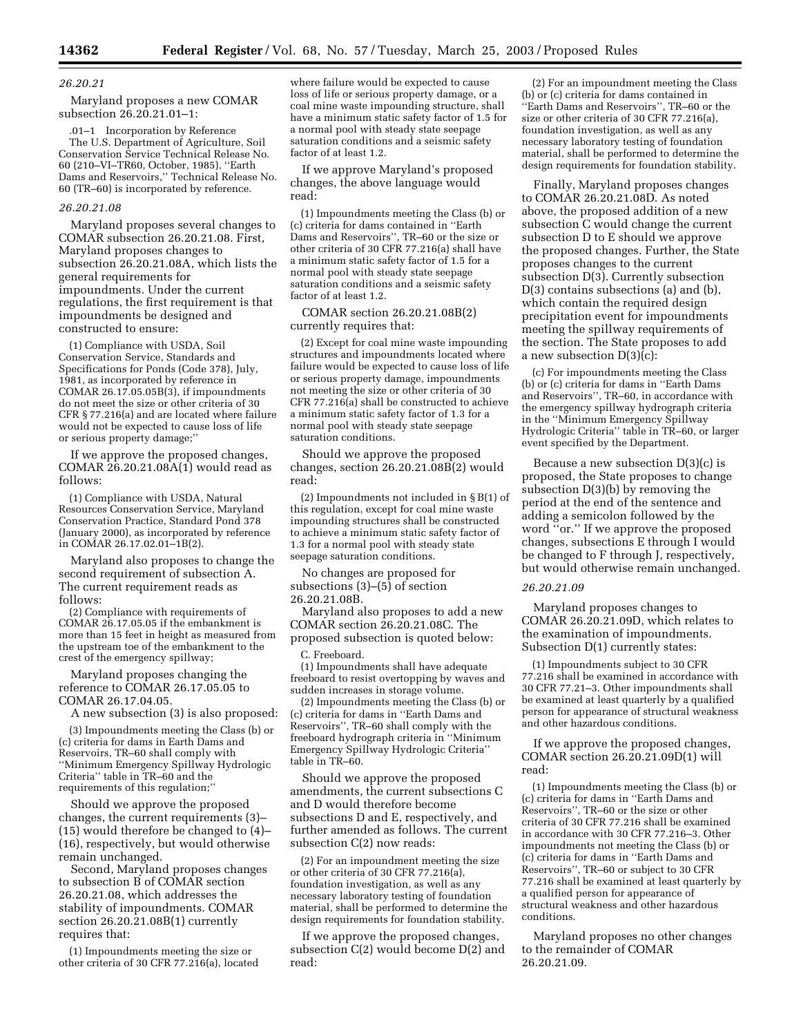*26.20.21*

Maryland proposes a new COMAR subsection 26.20.21.01–1:

.01–1 Incorporation by Reference

The U.S. Department of Agriculture, Soil Conservation Service Technical Release No. 60 (210–VI–TR60, October, 1985), ''Earth Dams and Reservoirs,'' Technical Release No. 60 (TR–60) is incorporated by reference.

*26.20.21.08*

Maryland proposes several changes to COMAR subsection 26.20.21.08. First, Maryland proposes changes to subsection 26.20.21.08A, which lists the general requirements for impoundments. Under the current regulations, the first requirement is that impoundments be designed and constructed to ensure:

(1) Compliance with USDA, Soil Conservation Service, Standards and Specifications for Ponds (Code 378), July, 1981, as incorporated by reference in COMAR 26.17.05.05B(3), if impoundments do not meet the size or other criteria of 30 CFR § 77.216(a) and are located where failure would not be expected to cause loss of life or serious property damage;''

If we approve the proposed changes, COMAR 26.20.21.08A(1) would read as follows:

(1) Compliance with USDA, Natural Resources Conservation Service, Maryland Conservation Practice, Standard Pond 378 (January 2000), as incorporated by reference in COMAR 26.17.02.01–1B(2).

Maryland also proposes to change the second requirement of subsection A. The current requirement reads as follows:

(2) Compliance with requirements of COMAR 26.17.05.05 if the embankment is more than 15 feet in height as measured from the upstream toe of the embankment to the crest of the emergency spillway;

Maryland proposes changing the reference to COMAR 26.17.05.05 to COMAR 26.17.04.05.

A new subsection (3) is also proposed:

(3) Impoundments meeting the Class (b) or (c) criteria for dams in Earth Dams and Reservoirs, TR–60 shall comply with ''Minimum Emergency Spillway Hydrologic Criteria'' table in TR–60 and the requirements of this regulation;''

Should we approve the proposed changes, the current requirements (3)–(15) would therefore be changed to (4)–(16), respectively, but would otherwise remain unchanged.

Second, Maryland proposes changes to subsection B of COMAR section 26.20.21.08, which addresses the stability of impoundments. COMAR section 26.20.21.08B(1) currently requires that:

(1) Impoundments meeting the size or other criteria of 30 CFR 77.216(a), located where failure would be expected to cause loss of life or serious property damage, or a coal mine waste impounding structure, shall have a minimum static safety factor of 1.5 for a normal pool with steady state seepage saturation conditions and a seismic safety factor of at least 1.2.

If we approve Maryland's proposed changes, the above language would read:

(1) Impoundments meeting the Class (b) or (c) criteria for dams contained in ''Earth Dams and Reservoirs'', TR–60 or the size or other criteria of 30 CFR 77.216(a) shall have a minimum static safety factor of 1.5 for a normal pool with steady state seepage saturation conditions and a seismic safety factor of at least 1.2.

COMAR section 26.20.21.08B(2) currently requires that:

(2) Except for coal mine waste impounding structures and impoundments located where failure would be expected to cause loss of life or serious property damage, impoundments not meeting the size or other criteria of 30 CFR 77.216(a) shall be constructed to achieve a minimum static safety factor of 1.3 for a normal pool with steady state seepage saturation conditions.

Should we approve the proposed changes, section 26.20.21.08B(2) would read:

(2) Impoundments not included in § B(1) of this regulation, except for coal mine waste impounding structures shall be constructed to achieve a minimum static safety factor of 1.3 for a normal pool with steady state seepage saturation conditions.

No changes are proposed for subsections (3)–(5) of section 26.20.21.08B.

Maryland also proposes to add a new COMAR section 26.20.21.08C. The proposed subsection is quoted below:

C. Freeboard.

(1) Impoundments shall have adequate freeboard to resist overtopping by waves and sudden increases in storage volume.

(2) Impoundments meeting the Class (b) or (c) criteria for dams in ''Earth Dams and Reservoirs'', TR–60 shall comply with the freeboard hydrograph criteria in ''Minimum Emergency Spillway Hydrologic Criteria'' table in TR–60.

Should we approve the proposed amendments, the current subsections C and D would therefore become subsections D and E, respectively, and further amended as follows. The current subsection C(2) now reads:

(2) For an impoundment meeting the size or other criteria of 30 CFR 77.216(a), foundation investigation, as well as any necessary laboratory testing of foundation material, shall be performed to determine the design requirements for foundation stability.

If we approve the proposed changes, subsection C(2) would become D(2) and read:

(2) For an impoundment meeting the Class (b) or (c) criteria for dams contained in ''Earth Dams and Reservoirs'', TR–60 or the size or other criteria of 30 CFR 77.216(a), foundation investigation, as well as any necessary laboratory testing of foundation material, shall be performed to determine the design requirements for foundation stability.

Finally, Maryland proposes changes to COMAR 26.20.21.08D. As noted above, the proposed addition of a new subsection C would change the current subsection D to E should we approve the proposed changes. Further, the State proposes changes to the current subsection D(3). Currently subsection D(3) contains subsections (a) and (b), which contain the required design precipitation event for impoundments meeting the spillway requirements of the section. The State proposes to add a new subsection D(3)(c):

(c) For impoundments meeting the Class (b) or (c) criteria for dams in ''Earth Dams and Reservoirs'', TR–60, in accordance with the emergency spillway hydrograph criteria in the ''Minimum Emergency Spillway Hydrologic Criteria'' table in TR–60, or larger event specified by the Department.

Because a new subsection D(3)(c) is proposed, the State proposes to change subsection D(3)(b) by removing the period at the end of the sentence and adding a semicolon followed by the word ''or.'' If we approve the proposed changes, subsections E through I would be changed to F through J, respectively, but would otherwise remain unchanged.

*26.20.21.09*

Maryland proposes changes to COMAR 26.20.21.09D, which relates to the examination of impoundments. Subsection D(1) currently states:

(1) Impoundments subject to 30 CFR 77.216 shall be examined in accordance with 30 CFR 77.21–3. Other impoundments shall be examined at least quarterly by a qualified person for appearance of structural weakness and other hazardous conditions.

If we approve the proposed changes, COMAR section 26.20.21.09D(1) will read:

(1) Impoundments meeting the Class (b) or (c) criteria for dams in ''Earth Dams and Reservoirs'', TR–60 or the size or other criteria of 30 CFR 77.216 shall be examined in accordance with 30 CFR 77.216–3. Other impoundments not meeting the Class (b) or (c) criteria for dams in ''Earth Dams and Reservoirs'', TR–60 or subject to 30 CFR 77.216 shall be examined at least quarterly by a qualified person for appearance of structural weakness and other hazardous conditions.

Maryland proposes no other changes to the remainder of COMAR 26.20.21.09.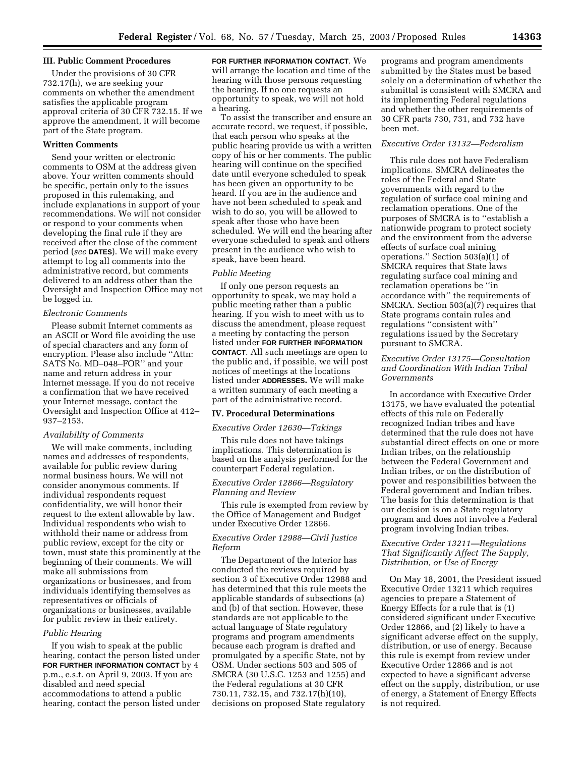## III. Public Comment Procedures

Under the provisions of 30 CFR 732.17(h), we are seeking your comments on whether the amendment satisfies the applicable program approval criteria of 30 CFR 732.15. If we approve the amendment, it will become part of the State program.

### Written Comments

Send your written or electronic comments to OSM at the address given above. Your written comments should be specific, pertain only to the issues proposed in this rulemaking, and include explanations in support of your recommendations. We will not consider or respond to your comments when developing the final rule if they are received after the close of the comment period (*see* **DATES**). We will make every attempt to log all comments into the administrative record, but comments delivered to an address other than the Oversight and Inspection Office may not be logged in.

#### *Electronic Comments*

Please submit Internet comments as an ASCII or Word file avoiding the use of special characters and any form of encryption. Please also include ''Attn: SATS No. MD–048–FOR'' and your name and return address in your Internet message. If you do not receive a confirmation that we have received your Internet message, contact the Oversight and Inspection Office at 412–937–2153.

#### *Availability of Comments*

We will make comments, including names and addresses of respondents, available for public review during normal business hours. We will not consider anonymous comments. If individual respondents request confidentiality, we will honor their request to the extent allowable by law. Individual respondents who wish to withhold their name or address from public review, except for the city or town, must state this prominently at the beginning of their comments. We will make all submissions from organizations or businesses, and from individuals identifying themselves as representatives or officials of organizations or businesses, available for public review in their entirety.

#### *Public Hearing*

If you wish to speak at the public hearing, contact the person listed under **FOR FURTHER INFORMATION CONTACT** by 4 p.m., e.s.t. on April 9, 2003. If you are disabled and need special accommodations to attend a public hearing, contact the person listed under **FOR FURTHER INFORMATION CONTACT**. We will arrange the location and time of the hearing with those persons requesting the hearing. If no one requests an opportunity to speak, we will not hold a hearing.

To assist the transcriber and ensure an accurate record, we request, if possible, that each person who speaks at the public hearing provide us with a written copy of his or her comments. The public hearing will continue on the specified date until everyone scheduled to speak has been given an opportunity to be heard. If you are in the audience and have not been scheduled to speak and wish to do so, you will be allowed to speak after those who have been scheduled. We will end the hearing after everyone scheduled to speak and others present in the audience who wish to speak, have been heard.

#### *Public Meeting*

If only one person requests an opportunity to speak, we may hold a public meeting rather than a public hearing. If you wish to meet with us to discuss the amendment, please request a meeting by contacting the person listed under **FOR FURTHER INFORMATION CONTACT**. All such meetings are open to the public and, if possible, we will post notices of meetings at the locations listed under **ADDRESSES.** We will make a written summary of each meeting a part of the administrative record.

## IV. Procedural Determinations

#### *Executive Order 12630—Takings*

This rule does not have takings implications. This determination is based on the analysis performed for the counterpart Federal regulation.

#### *Executive Order 12866—Regulatory Planning and Review*

This rule is exempted from review by the Office of Management and Budget under Executive Order 12866.

#### *Executive Order 12988—Civil Justice Reform*

The Department of the Interior has conducted the reviews required by section 3 of Executive Order 12988 and has determined that this rule meets the applicable standards of subsections (a) and (b) of that section. However, these standards are not applicable to the actual language of State regulatory programs and program amendments because each program is drafted and promulgated by a specific State, not by OSM. Under sections 503 and 505 of SMCRA (30 U.S.C. 1253 and 1255) and the Federal regulations at 30 CFR 730.11, 732.15, and 732.17(h)(10), decisions on proposed State regulatory programs and program amendments submitted by the States must be based solely on a determination of whether the submittal is consistent with SMCRA and its implementing Federal regulations and whether the other requirements of 30 CFR parts 730, 731, and 732 have been met.

#### *Executive Order 13132—Federalism*

This rule does not have Federalism implications. SMCRA delineates the roles of the Federal and State governments with regard to the regulation of surface coal mining and reclamation operations. One of the purposes of SMCRA is to ''establish a nationwide program to protect society and the environment from the adverse effects of surface coal mining operations.'' Section 503(a)(1) of SMCRA requires that State laws regulating surface coal mining and reclamation operations be ''in accordance with'' the requirements of SMCRA. Section 503(a)(7) requires that State programs contain rules and regulations ''consistent with'' regulations issued by the Secretary pursuant to SMCRA.

#### *Executive Order 13175—Consultation and Coordination With Indian Tribal Governments*

In accordance with Executive Order 13175, we have evaluated the potential effects of this rule on Federally recognized Indian tribes and have determined that the rule does not have substantial direct effects on one or more Indian tribes, on the relationship between the Federal Government and Indian tribes, or on the distribution of power and responsibilities between the Federal government and Indian tribes. The basis for this determination is that our decision is on a State regulatory program and does not involve a Federal program involving Indian tribes.

#### *Executive Order 13211—Regulations That Significantly Affect The Supply, Distribution, or Use of Energy*

On May 18, 2001, the President issued Executive Order 13211 which requires agencies to prepare a Statement of Energy Effects for a rule that is (1) considered significant under Executive Order 12866, and (2) likely to have a significant adverse effect on the supply, distribution, or use of energy. Because this rule is exempt from review under Executive Order 12866 and is not expected to have a significant adverse effect on the supply, distribution, or use of energy, a Statement of Energy Effects is not required.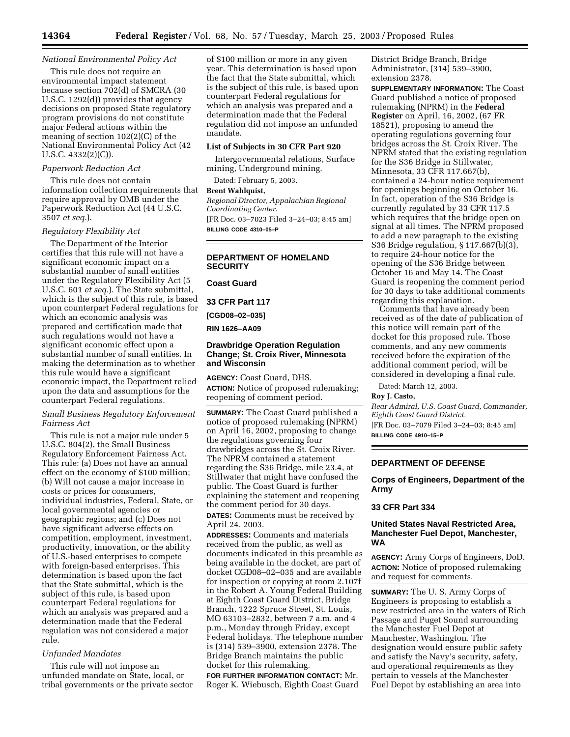### *National Environmental Policy Act*

This rule does not require an environmental impact statement because section 702(d) of SMCRA (30 U.S.C. 1292(d)) provides that agency decisions on proposed State regulatory program provisions do not constitute major Federal actions within the meaning of section 102(2)(C) of the National Environmental Policy Act (42 U.S.C. 4332(2)(C)).

### *Paperwork Reduction Act*

This rule does not contain information collection requirements that require approval by OMB under the Paperwork Reduction Act (44 U.S.C. 3507 *et seq.*).

### *Regulatory Flexibility Act*

The Department of the Interior certifies that this rule will not have a significant economic impact on a substantial number of small entities under the Regulatory Flexibility Act (5 U.S.C. 601 *et seq.*). The State submittal, which is the subject of this rule, is based upon counterpart Federal regulations for which an economic analysis was prepared and certification made that such regulations would not have a significant economic effect upon a substantial number of small entities. In making the determination as to whether this rule would have a significant economic impact, the Department relied upon the data and assumptions for the counterpart Federal regulations.

### *Small Business Regulatory Enforcement Fairness Act*

This rule is not a major rule under 5 U.S.C. 804(2), the Small Business Regulatory Enforcement Fairness Act. This rule: (a) Does not have an annual effect on the economy of $100 million; (b) Will not cause a major increase in costs or prices for consumers, individual industries, Federal, State, or local governmental agencies or geographic regions; and (c) Does not have significant adverse effects on competition, employment, investment, productivity, innovation, or the ability of U.S.-based enterprises to compete with foreign-based enterprises. This determination is based upon the fact that the State submittal, which is the subject of this rule, is based upon counterpart Federal regulations for which an analysis was prepared and a determination made that the Federal regulation was not considered a major rule.

### *Unfunded Mandates*

This rule will not impose an unfunded mandate on State, local, or tribal governments or the private sector of $100 million or more in any given year. This determination is based upon the fact that the State submittal, which is the subject of this rule, is based upon counterpart Federal regulations for which an analysis was prepared and a determination made that the Federal regulation did not impose an unfunded mandate.

### List of Subjects in 30 CFR Part 920

Intergovernmental relations, Surface mining, Underground mining.

Dated: February 5, 2003.

**Brent Wahlquist,**

*Regional Director, Appalachian Regional Coordinating Center.*

[FR Doc. 03–7023 Filed 3–24–03; 8:45 am]

**BILLING CODE 4310–05–P**

---

## DEPARTMENT OF HOMELAND SECURITY

### Coast Guard

### 33 CFR Part 117

**[CGD08–02–035]**

**RIN 1626–AA09**

### Drawbridge Operation Regulation Change; St. Croix River, Minnesota and Wisconsin

**AGENCY:** Coast Guard, DHS.

**ACTION:** Notice of proposed rulemaking; reopening of comment period.

---

**SUMMARY:** The Coast Guard published a notice of proposed rulemaking (NPRM) on April 16, 2002, proposing to change the regulations governing four drawbridges across the St. Croix River. The NPRM contained a statement regarding the S36 Bridge, mile 23.4, at Stillwater that might have confused the public. The Coast Guard is further explaining the statement and reopening the comment period for 30 days.

**DATES:** Comments must be received by April 24, 2003.

**ADDRESSES:** Comments and materials received from the public, as well as documents indicated in this preamble as being available in the docket, are part of docket CGD08–02–035 and are available for inspection or copying at room 2.107f in the Robert A. Young Federal Building at Eighth Coast Guard District, Bridge Branch, 1222 Spruce Street, St. Louis, MO 63103–2832, between 7 a.m. and 4 p.m., Monday through Friday, except Federal holidays. The telephone number is (314) 539–3900, extension 2378. The Bridge Branch maintains the public docket for this rulemaking.

**FOR FURTHER INFORMATION CONTACT:** Mr. Roger K. Wiebusch, Eighth Coast Guard District Bridge Branch, Bridge Administrator, (314) 539–3900, extension 2378.

**SUPPLEMENTARY INFORMATION:** The Coast Guard published a notice of proposed rulemaking (NPRM) in the **Federal Register** on April, 16, 2002, (67 FR 18521), proposing to amend the operating regulations governing four bridges across the St. Croix River. The NPRM stated that the existing regulation for the S36 Bridge in Stillwater, Minnesota, 33 CFR 117.667(b), contained a 24-hour notice requirement for openings beginning on October 16. In fact, operation of the S36 Bridge is currently regulated by 33 CFR 117.5 which requires that the bridge open on signal at all times. The NPRM proposed to add a new paragraph to the existing S36 Bridge regulation, § 117.667(b)(3), to require 24-hour notice for the opening of the S36 Bridge between October 16 and May 14. The Coast Guard is reopening the comment period for 30 days to take additional comments regarding this explanation.

Comments that have already been received as of the date of publication of this notice will remain part of the docket for this proposed rule. Those comments, and any new comments received before the expiration of the additional comment period, will be considered in developing a final rule.

Dated: March 12, 2003.

**Roy J. Casto,**

*Rear Admiral, U.S. Coast Guard, Commander, Eighth Coast Guard District.*

[FR Doc. 03–7079 Filed 3–24–03; 8:45 am]

**BILLING CODE 4910–15–P**

---

## DEPARTMENT OF DEFENSE

### Corps of Engineers, Department of the Army

### 33 CFR Part 334

### United States Naval Restricted Area, Manchester Fuel Depot, Manchester, WA

**AGENCY:** Army Corps of Engineers, DoD.

**ACTION:** Notice of proposed rulemaking and request for comments.

---

**SUMMARY:** The U. S. Army Corps of Engineers is proposing to establish a new restricted area in the waters of Rich Passage and Puget Sound surrounding the Manchester Fuel Depot at Manchester, Washington. The designation would ensure public safety and satisfy the Navy's security, safety, and operational requirements as they pertain to vessels at the Manchester Fuel Depot by establishing an area into